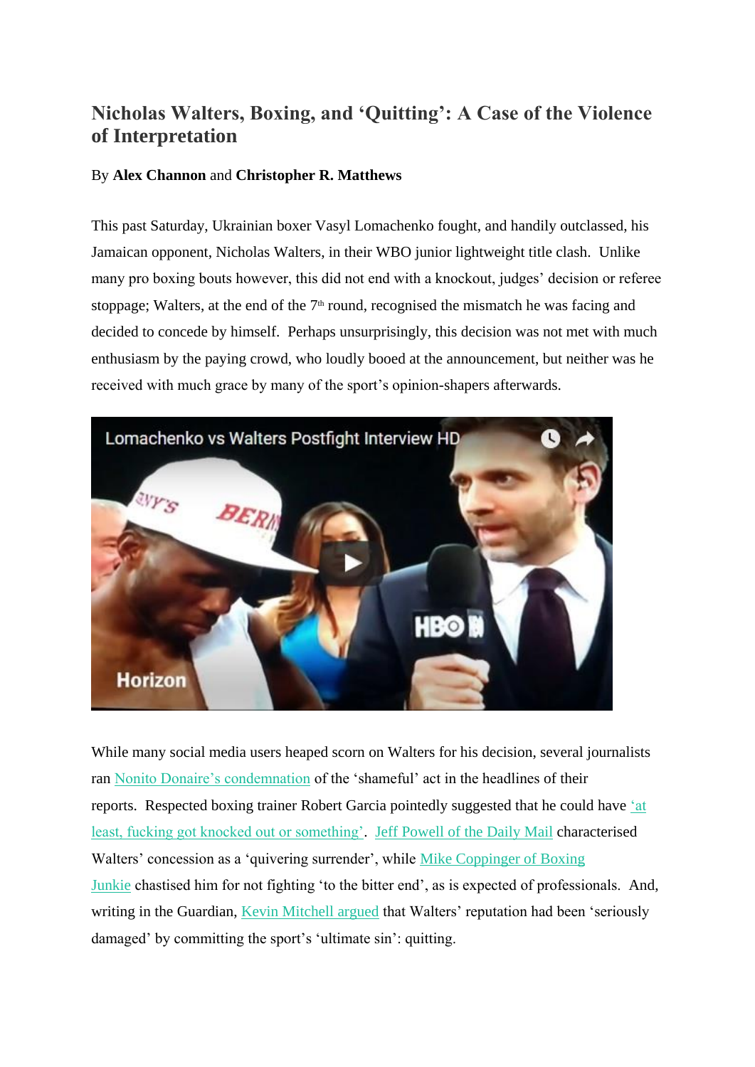# Nicholas Walters, Boxing, and 'Quitting': A Case of the Violence of Interpretation

By **Alex Channon** and **Christopher R. Matthews**

This past Saturday, Ukrainian boxer Vasyl Lomachenko fought, and handily outclassed, his Jamaican opponent, Nicholas Walters, in their WBO junior lightweight title clash. Unlike many pro boxing bouts however, this did not end with a knockout, judges' decision or referee stoppage; Walters, at the end of the 7th round, recognised the mismatch he was facing and decided to concede by himself. Perhaps unsurprisingly, this decision was not met with much enthusiasm by the paying crowd, who loudly booed at the announcement, but neither was he received with much grace by many of the sport's opinion-shapers afterwards.

While many social media users heaped scorn on Walters for his decision, several journalists ran Nonito Donaire's condemnation of the 'shameful' act in the headlines of their reports. Respected boxing trainer Robert Garcia pointedly suggested that he could have 'at least, fucking got knocked out or something'. Jeff Powell of the Daily Mail characterised Walters' concession as a 'quivering surrender', while Mike Coppinger of Boxing Junkie chastised him for not fighting 'to the bitter end', as is expected of professionals. And, writing in the Guardian, Kevin Mitchell argued that Walters' reputation had been 'seriously damaged' by committing the sport's 'ultimate sin': quitting.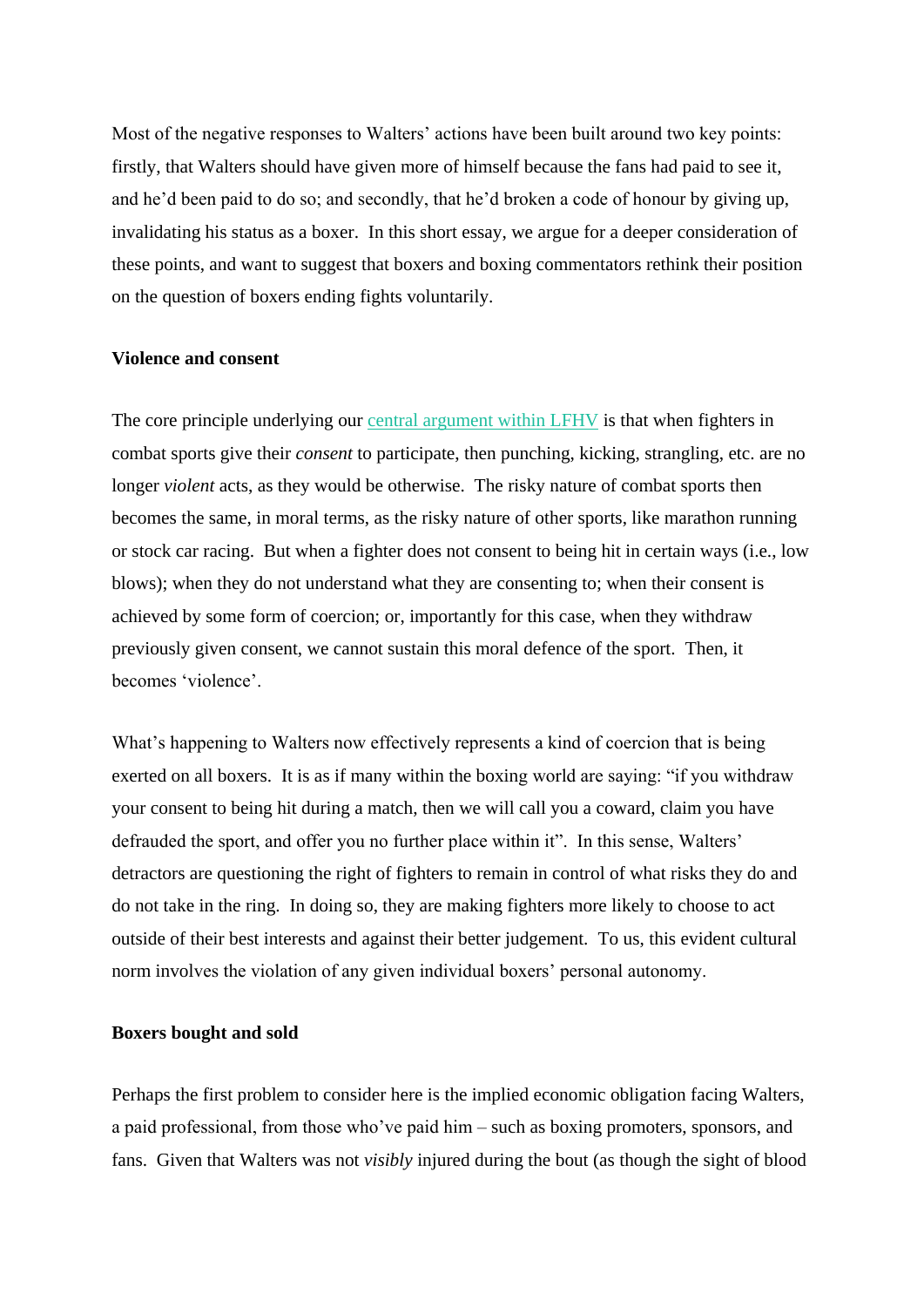Most of the negative responses to Walters' actions have been built around two key points: firstly, that Walters should have given more of himself because the fans had paid to see it, and he'd been paid to do so; and secondly, that he'd broken a code of honour by giving up, invalidating his status as a boxer. In this short essay, we argue for a deeper consideration of these points, and want to suggest that boxers and boxing commentators rethink their position on the question of boxers ending fights voluntarily.

**Violence and consent**

The core principle underlying our central argument within LFHV is that when fighters in combat sports give their *consent* to participate, then punching, kicking, strangling, etc. are no longer *violent* acts, as they would be otherwise. The risky nature of combat sports then becomes the same, in moral terms, as the risky nature of other sports, like marathon running or stock car racing. But when a fighter does not consent to being hit in certain ways (i.e., low blows); when they do not understand what they are consenting to; when their consent is achieved by some form of coercion; or, importantly for this case, when they withdraw previously given consent, we cannot sustain this moral defence of the sport. Then, it becomes 'violence'.

What's happening to Walters now effectively represents a kind of coercion that is being exerted on all boxers. It is as if many within the boxing world are saying: "if you withdraw your consent to being hit during a match, then we will call you a coward, claim you have defrauded the sport, and offer you no further place within it". In this sense, Walters' detractors are questioning the right of fighters to remain in control of what risks they do and do not take in the ring. In doing so, they are making fighters more likely to choose to act outside of their best interests and against their better judgement. To us, this evident cultural norm involves the violation of any given individual boxers' personal autonomy.

**Boxers bought and sold**

Perhaps the first problem to consider here is the implied economic obligation facing Walters, a paid professional, from those who've paid him – such as boxing promoters, sponsors, and fans. Given that Walters was not *visibly* injured during the bout (as though the sight of blood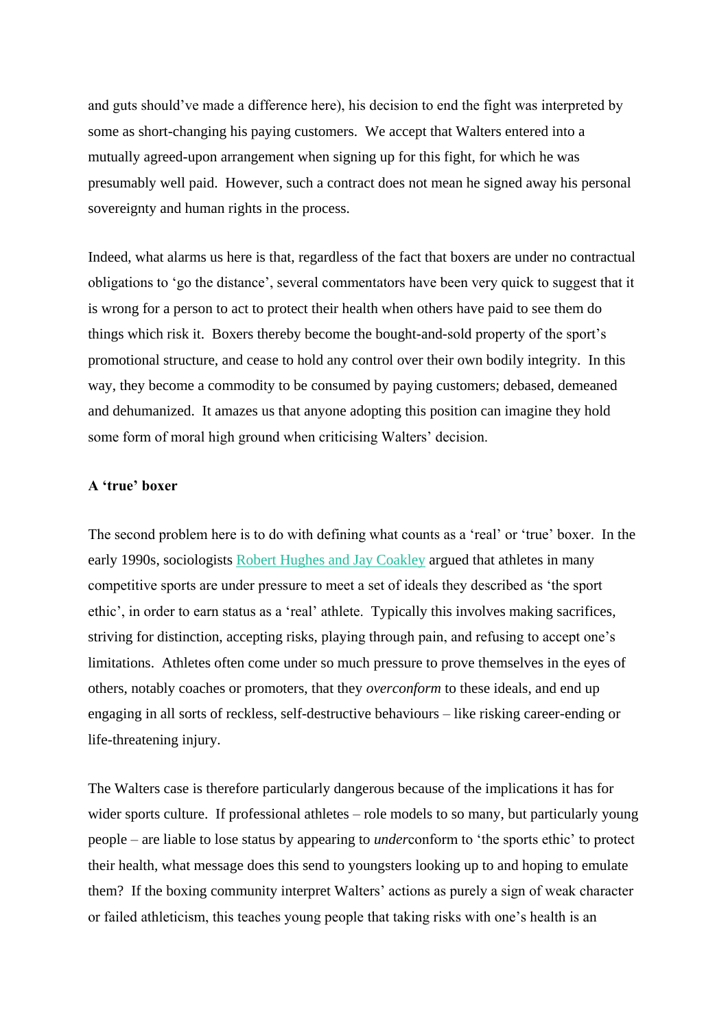and guts should've made a difference here), his decision to end the fight was interpreted by some as short-changing his paying customers. We accept that Walters entered into a mutually agreed-upon arrangement when signing up for this fight, for which he was presumably well paid. However, such a contract does not mean he signed away his personal sovereignty and human rights in the process.

Indeed, what alarms us here is that, regardless of the fact that boxers are under no contractual obligations to 'go the distance', several commentators have been very quick to suggest that it is wrong for a person to act to protect their health when others have paid to see them do things which risk it. Boxers thereby become the bought-and-sold property of the sport's promotional structure, and cease to hold any control over their own bodily integrity. In this way, they become a commodity to be consumed by paying customers; debased, demeaned and dehumanized. It amazes us that anyone adopting this position can imagine they hold some form of moral high ground when criticising Walters' decision.

**A 'true' boxer**

The second problem here is to do with defining what counts as a 'real' or 'true' boxer. In the early 1990s, sociologists Robert Hughes and Jay Coakley argued that athletes in many competitive sports are under pressure to meet a set of ideals they described as 'the sport ethic', in order to earn status as a 'real' athlete. Typically this involves making sacrifices, striving for distinction, accepting risks, playing through pain, and refusing to accept one's limitations. Athletes often come under so much pressure to prove themselves in the eyes of others, notably coaches or promoters, that they *overconform* to these ideals, and end up engaging in all sorts of reckless, self-destructive behaviours – like risking career-ending or life-threatening injury.

The Walters case is therefore particularly dangerous because of the implications it has for wider sports culture. If professional athletes – role models to so many, but particularly young people – are liable to lose status by appearing to *under*conform to 'the sports ethic' to protect their health, what message does this send to youngsters looking up to and hoping to emulate them? If the boxing community interpret Walters' actions as purely a sign of weak character or failed athleticism, this teaches young people that taking risks with one's health is an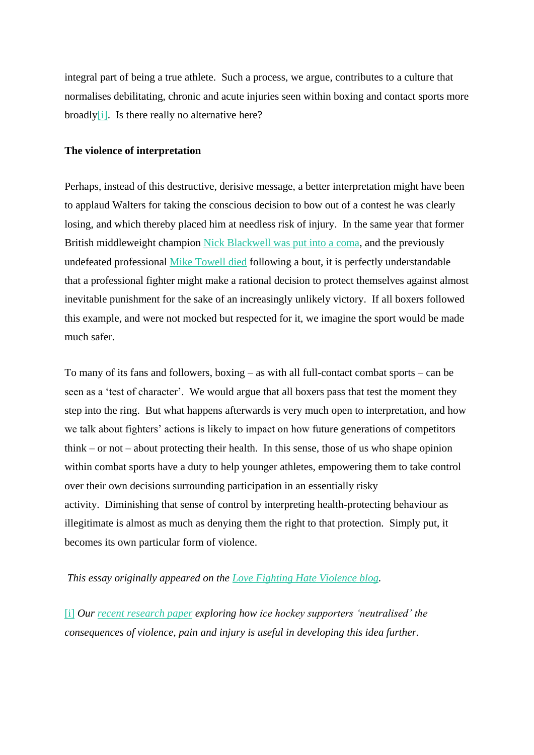integral part of being a true athlete. Such a process, we argue, contributes to a culture that normalises debilitating, chronic and acute injuries seen within boxing and contact sports more broadly[i]. Is there really no alternative here?

**The violence of interpretation**

Perhaps, instead of this destructive, derisive message, a better interpretation might have been to applaud Walters for taking the conscious decision to bow out of a contest he was clearly losing, and which thereby placed him at needless risk of injury. In the same year that former British middleweight champion Nick Blackwell was put into a coma, and the previously undefeated professional Mike Towell died following a bout, it is perfectly understandable that a professional fighter might make a rational decision to protect themselves against almost inevitable punishment for the sake of an increasingly unlikely victory. If all boxers followed this example, and were not mocked but respected for it, we imagine the sport would be made much safer.

To many of its fans and followers, boxing – as with all full-contact combat sports – can be seen as a 'test of character'. We would argue that all boxers pass that test the moment they step into the ring. But what happens afterwards is very much open to interpretation, and how we talk about fighters' actions is likely to impact on how future generations of competitors think – or not – about protecting their health. In this sense, those of us who shape opinion within combat sports have a duty to help younger athletes, empowering them to take control over their own decisions surrounding participation in an essentially risky activity. Diminishing that sense of control by interpreting health-protecting behaviour as illegitimate is almost as much as denying them the right to that protection. Simply put, it becomes its own particular form of violence.

*This essay originally appeared on the Love Fighting Hate Violence blog.*

[i] *Our recent research paper exploring how ice hockey supporters 'neutralised' the consequences of violence, pain and injury is useful in developing this idea further.*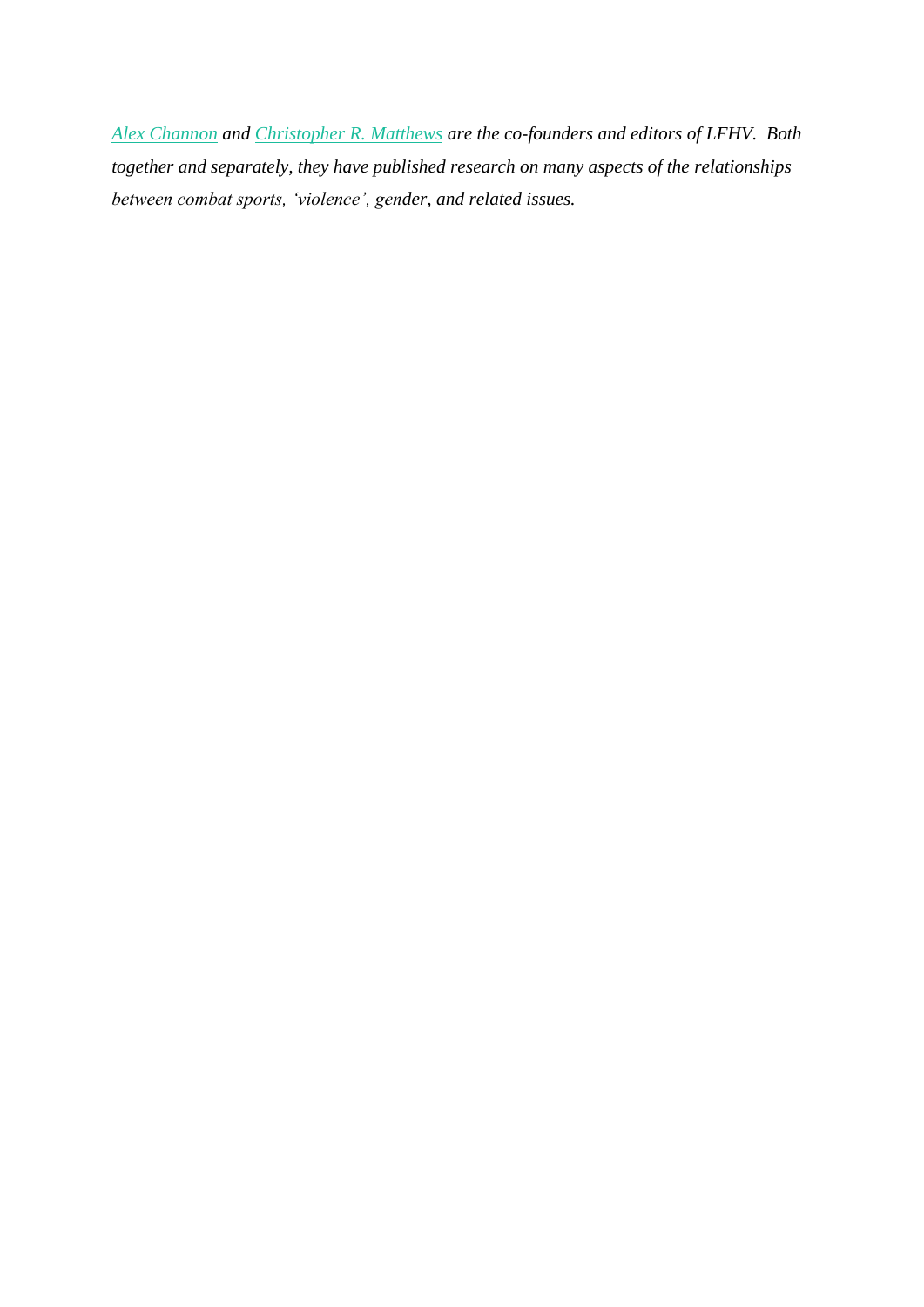*Alex Channon and Christopher R. Matthews are the co-founders and editors of LFHV. Both together and separately, they have published research on many aspects of the relationships between combat sports, 'violence', gender, and related issues.*